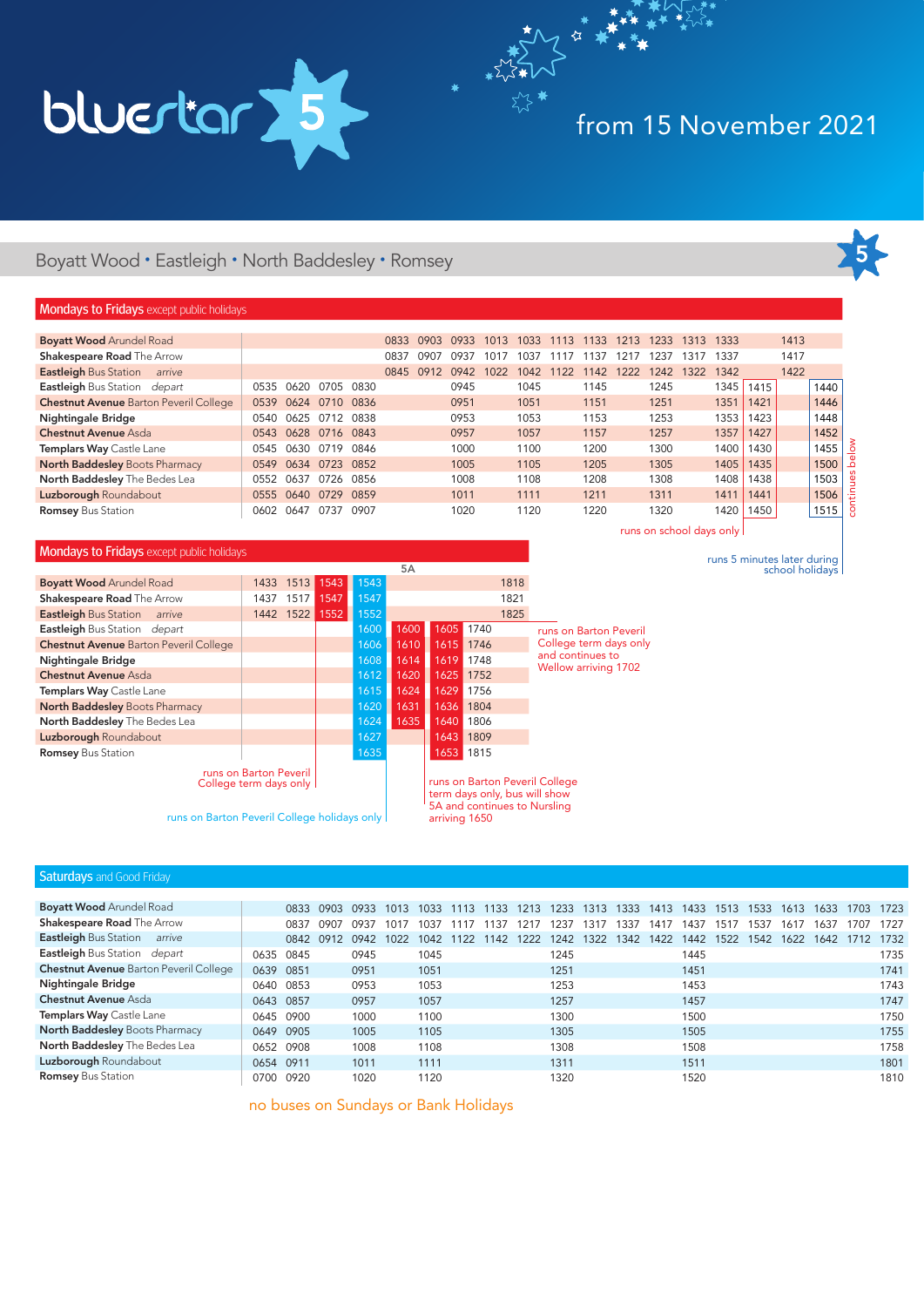# bluestar 5

## from 15 November 2021

## Boyatt Wood • Eastleigh • North Baddesley • Romsey

### Mondays to Fridays except public holidays

| Stop | | | | | | | | | | | | | | | | | | |
|---|---|---|---|---|---|---|---|---|---|---|---|---|---|---|---|---|---|---|
| **Boyatt Wood** Arundel Road | | | | | 0833 | 0903 | 0933 | 1013 | 1033 | 1113 | 1133 | 1213 | 1233 | 1313 | 1333 | | 1413 | |
| **Shakespeare Road** The Arrow | | | | | 0837 | 0907 | 0937 | 1017 | 1037 | 1117 | 1137 | 1217 | 1237 | 1317 | 1337 | | 1417 | |
| **Eastleigh** Bus Station *arrive* | | | | | 0845 | 0912 | 0942 | 1022 | 1042 | 1122 | 1142 | 1222 | 1242 | 1322 | 1342 | | 1422 | |
| **Eastleigh** Bus Station *depart* | 0535 | 0620 | 0705 | 0830 | | | 0945 | | 1045 | | 1145 | | 1245 | | 1345 | 1415 | | 1440 |
| **Chestnut Avenue** Barton Peveril College | 0539 | 0624 | 0710 | 0836 | | | 0951 | | 1051 | | 1151 | | 1251 | | 1351 | 1421 | | 1446 |
| **Nightingale Bridge** | 0540 | 0625 | 0712 | 0838 | | | 0953 | | 1053 | | 1153 | | 1253 | | 1353 | 1423 | | 1448 |
| **Chestnut Avenue** Asda | 0543 | 0628 | 0716 | 0843 | | | 0957 | | 1057 | | 1157 | | 1257 | | 1357 | 1427 | | 1452 |
| **Templars Way** Castle Lane | 0545 | 0630 | 0719 | 0846 | | | 1000 | | 1100 | | 1200 | | 1300 | | 1400 | 1430 | | 1455 |
| **North Baddesley** Boots Pharmacy | 0549 | 0634 | 0723 | 0852 | | | 1005 | | 1105 | | 1205 | | 1305 | | 1405 | 1435 | | 1500 |
| **North Baddesley** The Bedes Lea | 0552 | 0637 | 0726 | 0856 | | | 1008 | | 1108 | | 1208 | | 1308 | | 1408 | 1438 | | 1503 |
| **Luzborough** Roundabout | 0555 | 0640 | 0729 | 0859 | | | 1011 | | 1111 | | 1211 | | 1311 | | 1411 | 1441 | | 1506 |
| **Romsey** Bus Station | 0602 | 0647 | 0737 | 0907 | | | 1020 | | 1120 | | 1220 | | 1320 | | 1420 | 1450 | | 1515 |

1415 from Eastleigh: runs on school days only

1440 from Eastleigh: runs 5 minutes later during school holidays

continues below

### Mondays to Fridays except public holidays

| Stop | | | | | | 5A | | | |
|---|---|---|---|---|---|---|---|---|---|
| **Boyatt Wood** Arundel Road | 1433 | 1513 | 1543 | 1543 | | | | 1818 |
| **Shakespeare Road** The Arrow | 1437 | 1517 | 1547 | 1547 | | | | 1821 |
| **Eastleigh** Bus Station *arrive* | 1442 | 1522 | 1552 | 1552 | | | | 1825 |
| **Eastleigh** Bus Station *depart* | | | | 1600 | 1600 | 1605 | 1740 | |
| **Chestnut Avenue** Barton Peveril College | | | | 1606 | 1610 | 1615 | 1746 | |
| **Nightingale Bridge** | | | | 1608 | 1614 | 1619 | 1748 | |
| **Chestnut Avenue** Asda | | | | 1612 | 1620 | 1625 | 1752 | |
| **Templars Way** Castle Lane | | | | 1615 | 1624 | 1629 | 1756 | |
| **North Baddesley** Boots Pharmacy | | | | 1620 | 1631 | 1636 | 1804 | |
| **North Baddesley** The Bedes Lea | | | | 1624 | 1635 | 1640 | 1806 | |
| **Luzborough** Roundabout | | | | 1627 | | 1643 | 1809 | |
| **Romsey** Bus Station | | | | 1635 | | 1653 | 1815 | |

1543 (first) from Boyatt Wood: runs on Barton Peveril College term days only

1543 (second) from Boyatt Wood: runs on Barton Peveril College holidays only

1600 (5A) from Eastleigh: runs on Barton Peveril College term days only, bus will show 5A and continues to Nursling arriving 1650

1605 from Eastleigh: runs on Barton Peveril College term days only and continues to Wellow arriving 1702

### Saturdays and Good Friday

| Stop | | | | | | | | | | | | | | | | | | | | |
|---|---|---|---|---|---|---|---|---|---|---|---|---|---|---|---|---|---|---|---|---|
| **Boyatt Wood** Arundel Road | | 0833 | 0903 | 0933 | 1013 | 1033 | 1113 | 1133 | 1213 | 1233 | 1313 | 1333 | 1413 | 1433 | 1513 | 1533 | 1613 | 1633 | 1703 | 1723 |
| **Shakespeare Road** The Arrow | | 0837 | 0907 | 0937 | 1017 | 1037 | 1117 | 1137 | 1217 | 1237 | 1317 | 1337 | 1417 | 1437 | 1517 | 1537 | 1617 | 1637 | 1707 | 1727 |
| **Eastleigh** Bus Station *arrive* | | 0842 | 0912 | 0942 | 1022 | 1042 | 1122 | 1142 | 1222 | 1242 | 1322 | 1342 | 1422 | 1442 | 1522 | 1542 | 1622 | 1642 | 1712 | 1732 |
| **Eastleigh** Bus Station *depart* | 0635 | 0845 | | 0945 | | 1045 | | | | 1245 | | | | 1445 | | | | | | 1735 |
| **Chestnut Avenue** Barton Peveril College | 0639 | 0851 | | 0951 | | 1051 | | | | 1251 | | | | 1451 | | | | | | 1741 |
| **Nightingale Bridge** | 0640 | 0853 | | 0953 | | 1053 | | | | 1253 | | | | 1453 | | | | | | 1743 |
| **Chestnut Avenue** Asda | 0643 | 0857 | | 0957 | | 1057 | | | | 1257 | | | | 1457 | | | | | | 1747 |
| **Templars Way** Castle Lane | 0645 | 0900 | | 1000 | | 1100 | | | | 1300 | | | | 1500 | | | | | | 1750 |
| **North Baddesley** Boots Pharmacy | 0649 | 0905 | | 1005 | | 1105 | | | | 1305 | | | | 1505 | | | | | | 1755 |
| **North Baddesley** The Bedes Lea | 0652 | 0908 | | 1008 | | 1108 | | | | 1308 | | | | 1508 | | | | | | 1758 |
| **Luzborough** Roundabout | 0654 | 0911 | | 1011 | | 1111 | | | | 1311 | | | | 1511 | | | | | | 1801 |
| **Romsey** Bus Station | 0700 | 0920 | | 1020 | | 1120 | | | | 1320 | | | | 1520 | | | | | | 1810 |

no buses on Sundays or Bank Holidays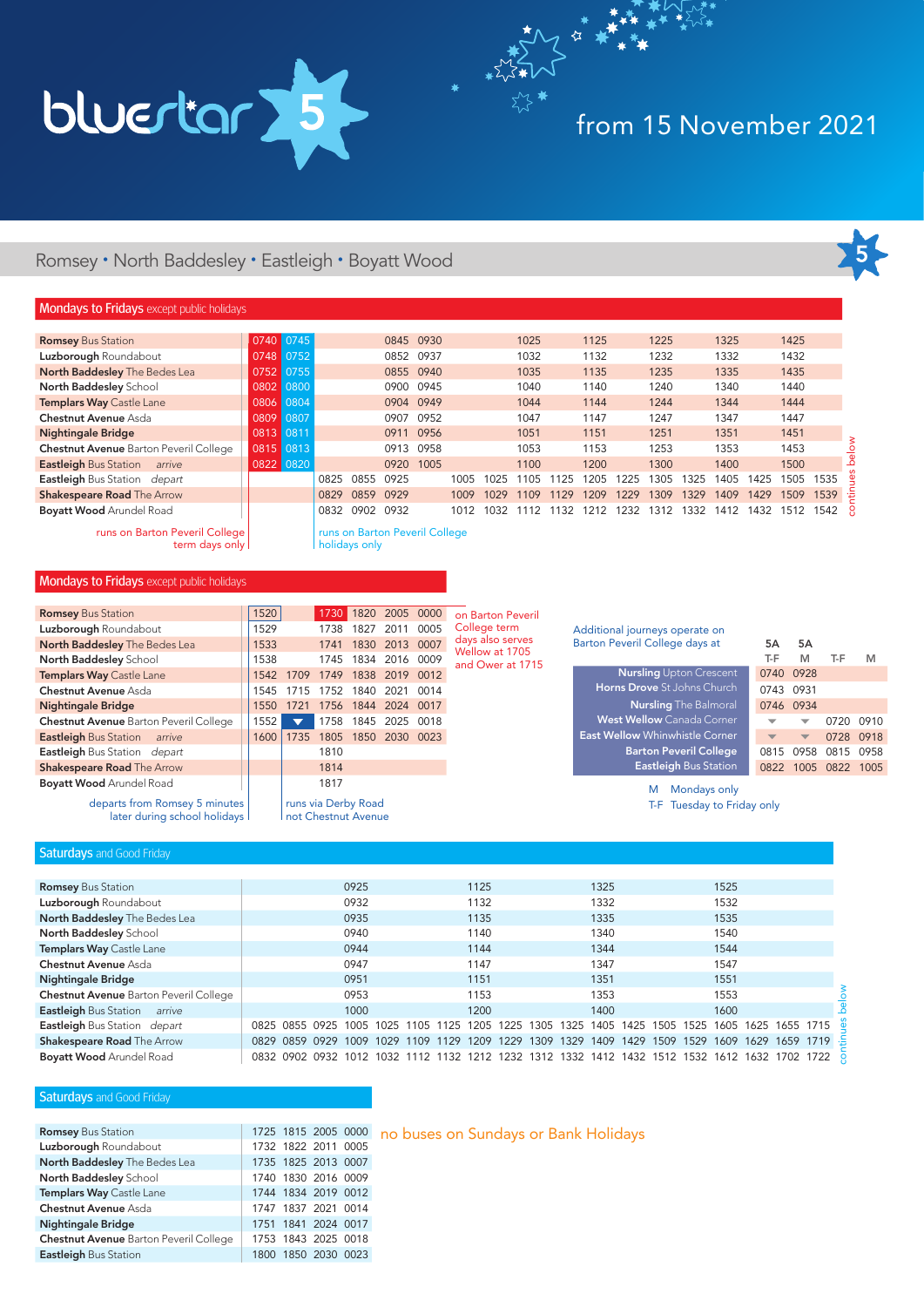# bluestar 5

from 15 November 2021

## Romsey • North Baddesley • Eastleigh • Boyatt Wood

### Mondays to Fridays except public holidays

| | | | | | | | | | | | | | | | | | | |
|---|---|---|---|---|---|---|---|---|---|---|---|---|---|---|---|---|---|---|
| **Romsey** Bus Station | 0740 | 0745 | | | 0845 | 0930 | | | 1025 | | 1125 | | 1225 | | 1325 | | 1425 | |
| **Luzborough** Roundabout | 0748 | 0752 | | | 0852 | 0937 | | | 1032 | | 1132 | | 1232 | | 1332 | | 1432 | |
| **North Baddesley** The Bedes Lea | 0752 | 0755 | | | 0855 | 0940 | | | 1035 | | 1135 | | 1235 | | 1335 | | 1435 | |
| **North Baddesley** School | 0802 | 0800 | | | 0900 | 0945 | | | 1040 | | 1140 | | 1240 | | 1340 | | 1440 | |
| **Templars Way** Castle Lane | 0806 | 0804 | | | 0904 | 0949 | | | 1044 | | 1144 | | 1244 | | 1344 | | 1444 | |
| **Chestnut Avenue** Asda | 0809 | 0807 | | | 0907 | 0952 | | | 1047 | | 1147 | | 1247 | | 1347 | | 1447 | |
| **Nightingale Bridge** | 0813 | 0811 | | | 0911 | 0956 | | | 1051 | | 1151 | | 1251 | | 1351 | | 1451 | |
| **Chestnut Avenue** Barton Peveril College | 0815 | 0813 | | | 0913 | 0958 | | | 1053 | | 1153 | | 1253 | | 1353 | | 1453 | |
| **Eastleigh** Bus Station *arrive* | 0822 | 0820 | | | 0920 | 1005 | | | 1100 | | 1200 | | 1300 | | 1400 | | 1500 | |
| **Eastleigh** Bus Station *depart* | | | 0825 | 0855 | 0925 | | 1005 | 1025 | 1105 | 1125 | 1205 | 1225 | 1305 | 1325 | 1405 | 1425 | 1505 | 1535 |
| **Shakespeare Road** The Arrow | | | 0829 | 0859 | 0929 | | 1009 | 1029 | 1109 | 1129 | 1209 | 1229 | 1309 | 1329 | 1409 | 1429 | 1509 | 1539 |
| **Boyatt Wood** Arundel Road | | | 0832 | 0902 | 0932 | | 1012 | 1032 | 1112 | 1132 | 1212 | 1232 | 1312 | 1332 | 1412 | 1432 | 1512 | 1542 |

0740, 0745: runs on Barton Peveril College term days only

0825, 0855: runs on Barton Peveril College holidays only

continues below

### Mondays to Fridays except public holidays

| | | | | | | |
|---|---|---|---|---|---|---|
| **Romsey** Bus Station | 1520 | | 1730 | 1820 | 2005 | 0000 |
| **Luzborough** Roundabout | 1529 | | 1738 | 1827 | 2011 | 0005 |
| **North Baddesley** The Bedes Lea | 1533 | | 1741 | 1830 | 2013 | 0007 |
| **North Baddesley** School | 1538 | | 1745 | 1834 | 2016 | 0009 |
| **Templars Way** Castle Lane | 1542 | 1709 | 1749 | 1838 | 2019 | 0012 |
| **Chestnut Avenue** Asda | 1545 | 1715 | 1752 | 1840 | 2021 | 0014 |
| **Nightingale Bridge** | 1550 | 1721 | 1756 | 1844 | 2024 | 0017 |
| **Chestnut Avenue** Barton Peveril College | 1552 | ▼ | 1758 | 1845 | 2025 | 0018 |
| **Eastleigh** Bus Station *arrive* | 1600 | 1735 | 1805 | 1850 | 2030 | 0023 |
| **Eastleigh** Bus Station *depart* | | | 1810 | | | |
| **Shakespeare Road** The Arrow | | | 1814 | | | |
| **Boyatt Wood** Arundel Road | | | 1817 | | | |

1520: departs from Romsey 5 minutes later during school holidays

1709: runs via Derby Road not Chestnut Avenue

on Barton Peveril College term days also serves Wellow at 1705 and Ower at 1715

Additional journeys operate on Barton Peveril College days at

| | 5A T-F | 5A M | T-F | M |
|---|---|---|---|---|
| **Nursling** Upton Crescent | 0740 | 0928 | | |
| **Horns Drove** St Johns Church | 0743 | 0931 | | |
| **Nursling** The Balmoral | 0746 | 0934 | | |
| **West Wellow** Canada Corner | ▼ | ▼ | 0720 | 0910 |
| **East Wellow** Whinwhistle Corner | ▼ | ▼ | 0728 | 0918 |
| **Barton Peveril College** | 0815 | 0958 | 0815 | 0958 |
| **Eastleigh** Bus Station | 0822 | 1005 | 0822 | 1005 |

M Mondays only
T-F Tuesday to Friday only

### Saturdays and Good Friday

| | | | | | | | | | | | | | | | | | | | |
|---|---|---|---|---|---|---|---|---|---|---|---|---|---|---|---|---|---|---|---|
| **Romsey** Bus Station | | | | 0925 | | | | 1125 | | | | 1325 | | | | 1525 | | | |
| **Luzborough** Roundabout | | | | 0932 | | | | 1132 | | | | 1332 | | | | 1532 | | | |
| **North Baddesley** The Bedes Lea | | | | 0935 | | | | 1135 | | | | 1335 | | | | 1535 | | | |
| **North Baddesley** School | | | | 0940 | | | | 1140 | | | | 1340 | | | | 1540 | | | |
| **Templars Way** Castle Lane | | | | 0944 | | | | 1144 | | | | 1344 | | | | 1544 | | | |
| **Chestnut Avenue** Asda | | | | 0947 | | | | 1147 | | | | 1347 | | | | 1547 | | | |
| **Nightingale Bridge** | | | | 0951 | | | | 1151 | | | | 1351 | | | | 1551 | | | |
| **Chestnut Avenue** Barton Peveril College | | | | 0953 | | | | 1153 | | | | 1353 | | | | 1553 | | | |
| **Eastleigh** Bus Station *arrive* | | | | 1000 | | | | 1200 | | | | 1400 | | | | 1600 | | | |
| **Eastleigh** Bus Station *depart* | 0825 | 0855 | 0925 | 1005 | 1025 | 1105 | 1125 | 1205 | 1225 | 1305 | 1325 | 1405 | 1425 | 1505 | 1525 | 1605 | 1625 | 1655 | 1715 |
| **Shakespeare Road** The Arrow | 0829 | 0859 | 0929 | 1009 | 1029 | 1109 | 1129 | 1209 | 1229 | 1309 | 1329 | 1409 | 1429 | 1509 | 1529 | 1609 | 1629 | 1659 | 1719 |
| **Boyatt Wood** Arundel Road | 0832 | 0902 | 0932 | 1012 | 1032 | 1112 | 1132 | 1212 | 1232 | 1312 | 1332 | 1412 | 1432 | 1512 | 1532 | 1612 | 1632 | 1702 | 1722 |

continues below

### Saturdays and Good Friday

| | | | | |
|---|---|---|---|---|
| **Romsey** Bus Station | 1725 | 1815 | 2005 | 0000 |
| **Luzborough** Roundabout | 1732 | 1822 | 2011 | 0005 |
| **North Baddesley** The Bedes Lea | 1735 | 1825 | 2013 | 0007 |
| **North Baddesley** School | 1740 | 1830 | 2016 | 0009 |
| **Templars Way** Castle Lane | 1744 | 1834 | 2019 | 0012 |
| **Chestnut Avenue** Asda | 1747 | 1837 | 2021 | 0014 |
| **Nightingale Bridge** | 1751 | 1841 | 2024 | 0017 |
| **Chestnut Avenue** Barton Peveril College | 1753 | 1843 | 2025 | 0018 |
| **Eastleigh** Bus Station | 1800 | 1850 | 2030 | 0023 |

no buses on Sundays or Bank Holidays